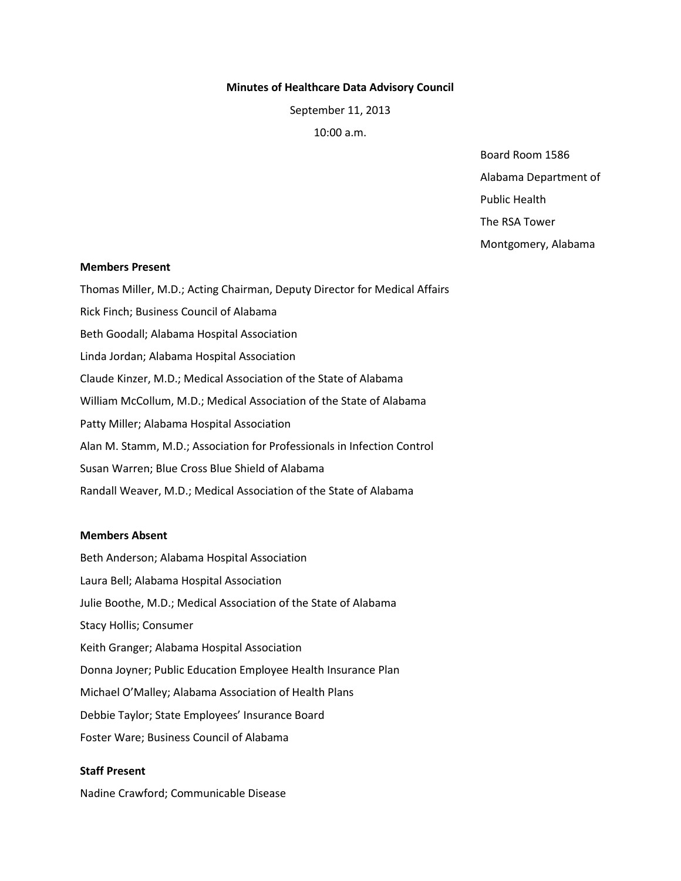**Minutes of Healthcare Data Advisory Council**

September 11, 2013

10:00 a.m.

Board Room 1586
Alabama Department of
Public Health
The RSA Tower
Montgomery, Alabama

**Members Present**

Thomas Miller, M.D.; Acting Chairman, Deputy Director for Medical Affairs
Rick Finch; Business Council of Alabama
Beth Goodall; Alabama Hospital Association
Linda Jordan; Alabama Hospital Association
Claude Kinzer, M.D.; Medical Association of the State of Alabama
William McCollum, M.D.; Medical Association of the State of Alabama
Patty Miller; Alabama Hospital Association
Alan M. Stamm, M.D.; Association for Professionals in Infection Control
Susan Warren; Blue Cross Blue Shield of Alabama
Randall Weaver, M.D.; Medical Association of the State of Alabama

**Members Absent**

Beth Anderson; Alabama Hospital Association
Laura Bell; Alabama Hospital Association
Julie Boothe, M.D.; Medical Association of the State of Alabama
Stacy Hollis; Consumer
Keith Granger; Alabama Hospital Association
Donna Joyner; Public Education Employee Health Insurance Plan
Michael O'Malley; Alabama Association of Health Plans
Debbie Taylor; State Employees' Insurance Board
Foster Ware; Business Council of Alabama

**Staff Present**

Nadine Crawford; Communicable Disease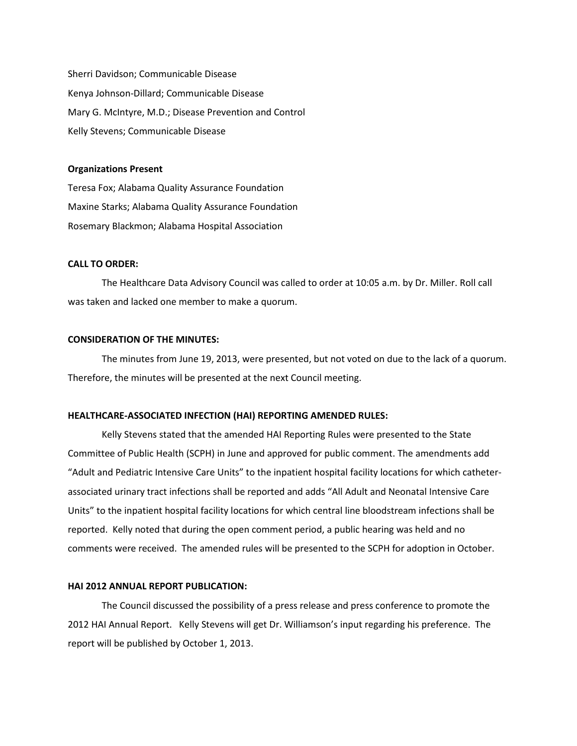Sherri Davidson; Communicable Disease

Kenya Johnson-Dillard; Communicable Disease

Mary G. McIntyre, M.D.; Disease Prevention and Control

Kelly Stevens; Communicable Disease

**Organizations Present**

Teresa Fox; Alabama Quality Assurance Foundation

Maxine Starks; Alabama Quality Assurance Foundation

Rosemary Blackmon; Alabama Hospital Association

**CALL TO ORDER:**

The Healthcare Data Advisory Council was called to order at 10:05 a.m. by Dr. Miller. Roll call was taken and lacked one member to make a quorum.

**CONSIDERATION OF THE MINUTES:**

The minutes from June 19, 2013, were presented, but not voted on due to the lack of a quorum. Therefore, the minutes will be presented at the next Council meeting.

**HEALTHCARE-ASSOCIATED INFECTION (HAI) REPORTING AMENDED RULES:**

Kelly Stevens stated that the amended HAI Reporting Rules were presented to the State Committee of Public Health (SCPH) in June and approved for public comment. The amendments add "Adult and Pediatric Intensive Care Units" to the inpatient hospital facility locations for which catheter-associated urinary tract infections shall be reported and adds "All Adult and Neonatal Intensive Care Units" to the inpatient hospital facility locations for which central line bloodstream infections shall be reported. Kelly noted that during the open comment period, a public hearing was held and no comments were received. The amended rules will be presented to the SCPH for adoption in October.

**HAI 2012 ANNUAL REPORT PUBLICATION:**

The Council discussed the possibility of a press release and press conference to promote the 2012 HAI Annual Report. Kelly Stevens will get Dr. Williamson's input regarding his preference. The report will be published by October 1, 2013.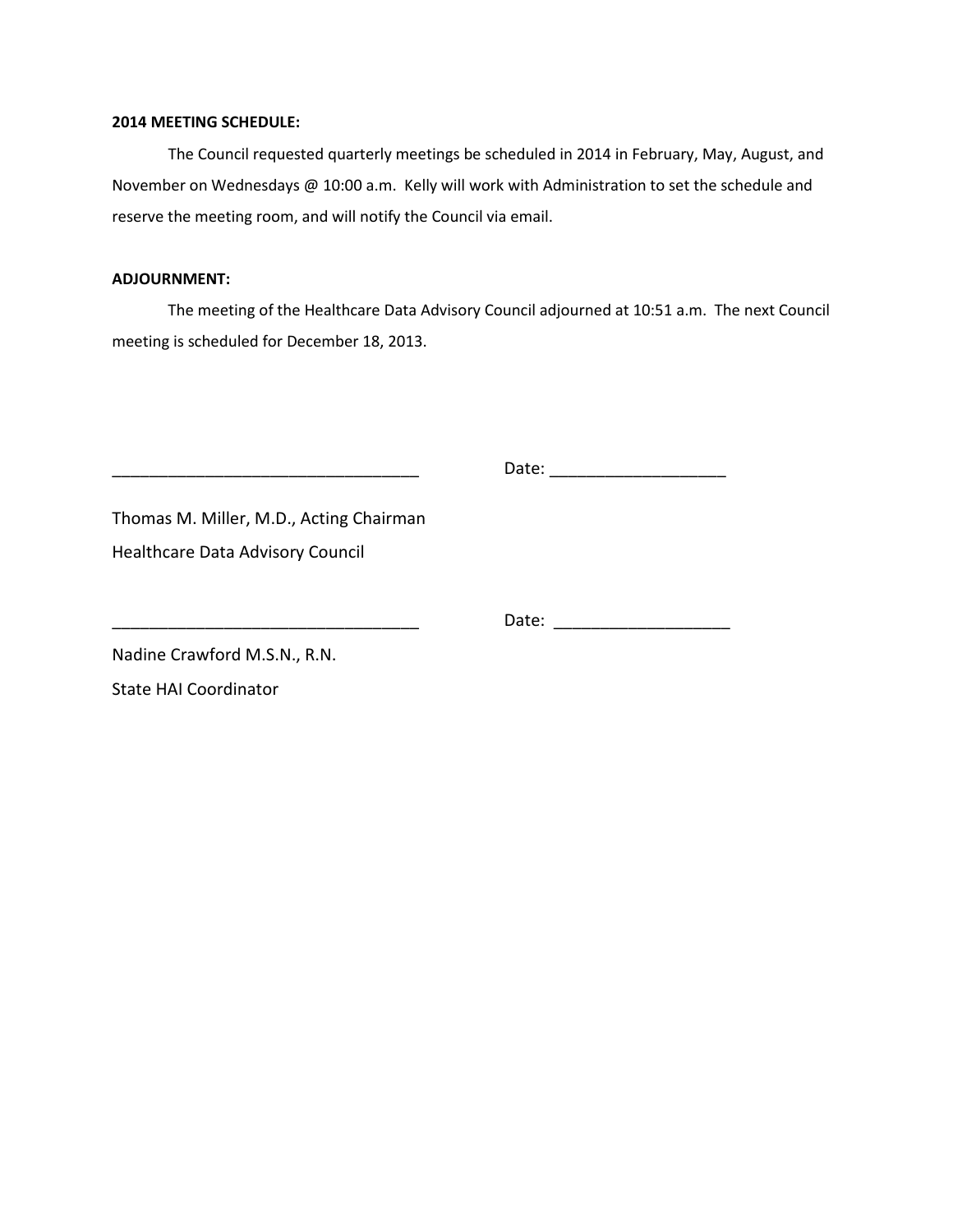**2014 MEETING SCHEDULE:**

The Council requested quarterly meetings be scheduled in 2014 in February, May, August, and November on Wednesdays @ 10:00 a.m. Kelly will work with Administration to set the schedule and reserve the meeting room, and will notify the Council via email.

**ADJOURNMENT:**

The meeting of the Healthcare Data Advisory Council adjourned at 10:51 a.m. The next Council meeting is scheduled for December 18, 2013.

__________________________________ Date: ___________________

Thomas M. Miller, M.D., Acting Chairman
Healthcare Data Advisory Council

__________________________________ Date: ___________________

Nadine Crawford M.S.N., R.N.
State HAI Coordinator